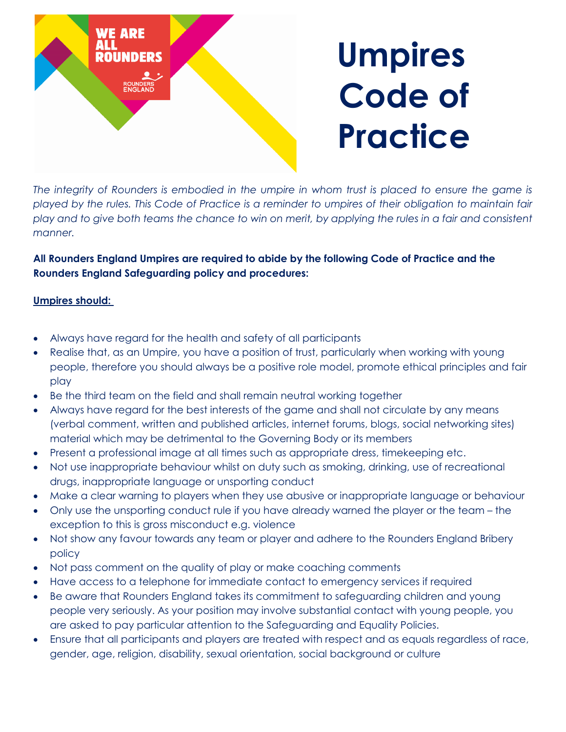# Umpires Code of Practice

*The integrity of Rounders is embodied in the umpire in whom trust is placed to ensure the game is played by the rules. This Code of Practice is a reminder to umpires of their obligation to maintain fair play and to give both teams the chance to win on merit, by applying the rules in a fair and consistent manner.*

**All Rounders England Umpires are required to abide by the following Code of Practice and the Rounders England Safeguarding policy and procedures:**

**Umpires should:**

- Always have regard for the health and safety of all participants
- Realise that, as an Umpire, you have a position of trust, particularly when working with young people, therefore you should always be a positive role model, promote ethical principles and fair play
- Be the third team on the field and shall remain neutral working together
- Always have regard for the best interests of the game and shall not circulate by any means (verbal comment, written and published articles, internet forums, blogs, social networking sites) material which may be detrimental to the Governing Body or its members
- Present a professional image at all times such as appropriate dress, timekeeping etc.
- Not use inappropriate behaviour whilst on duty such as smoking, drinking, use of recreational drugs, inappropriate language or unsporting conduct
- Make a clear warning to players when they use abusive or inappropriate language or behaviour
- Only use the unsporting conduct rule if you have already warned the player or the team – the exception to this is gross misconduct e.g. violence
- Not show any favour towards any team or player and adhere to the Rounders England Bribery policy
- Not pass comment on the quality of play or make coaching comments
- Have access to a telephone for immediate contact to emergency services if required
- Be aware that Rounders England takes its commitment to safeguarding children and young people very seriously. As your position may involve substantial contact with young people, you are asked to pay particular attention to the Safeguarding and Equality Policies.
- Ensure that all participants and players are treated with respect and as equals regardless of race, gender, age, religion, disability, sexual orientation, social background or culture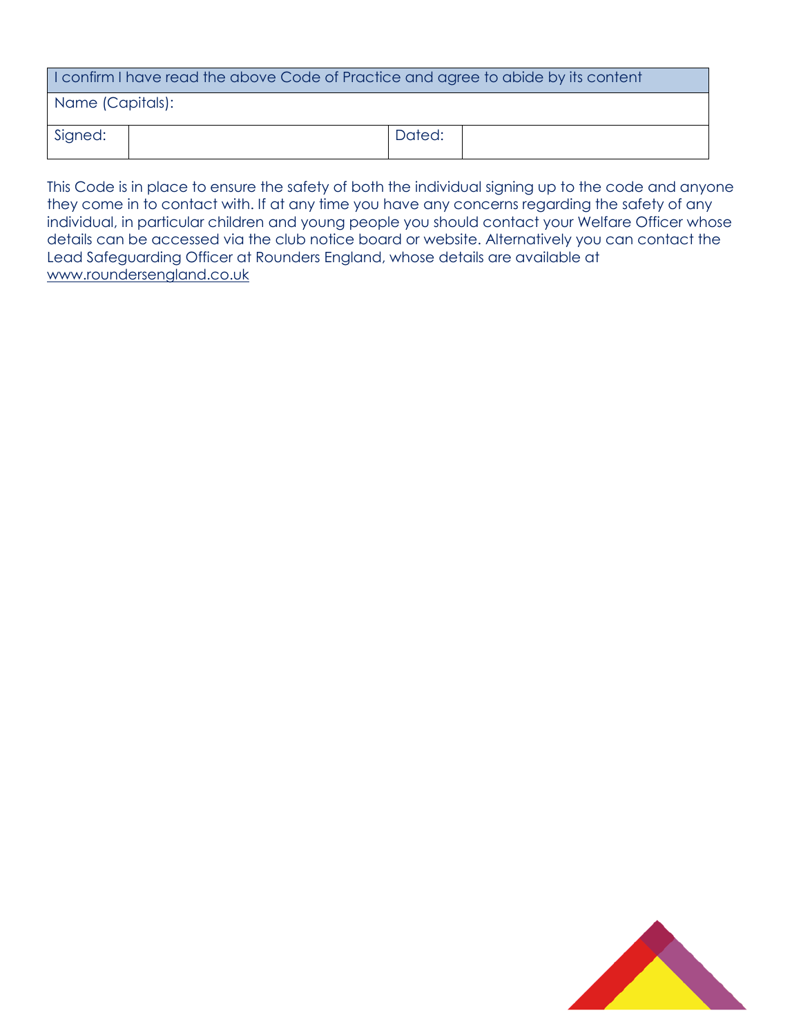| I confirm I have read the above Code of Practice and agree to abide by its content | | | |
|---|---|---|---|
| Name (Capitals): | | | |
| Signed: | | Dated: | |

This Code is in place to ensure the safety of both the individual signing up to the code and anyone they come in to contact with. If at any time you have any concerns regarding the safety of any individual, in particular children and young people you should contact your Welfare Officer whose details can be accessed via the club notice board or website. Alternatively you can contact the Lead Safeguarding Officer at Rounders England, whose details are available at www.roundersengland.co.uk